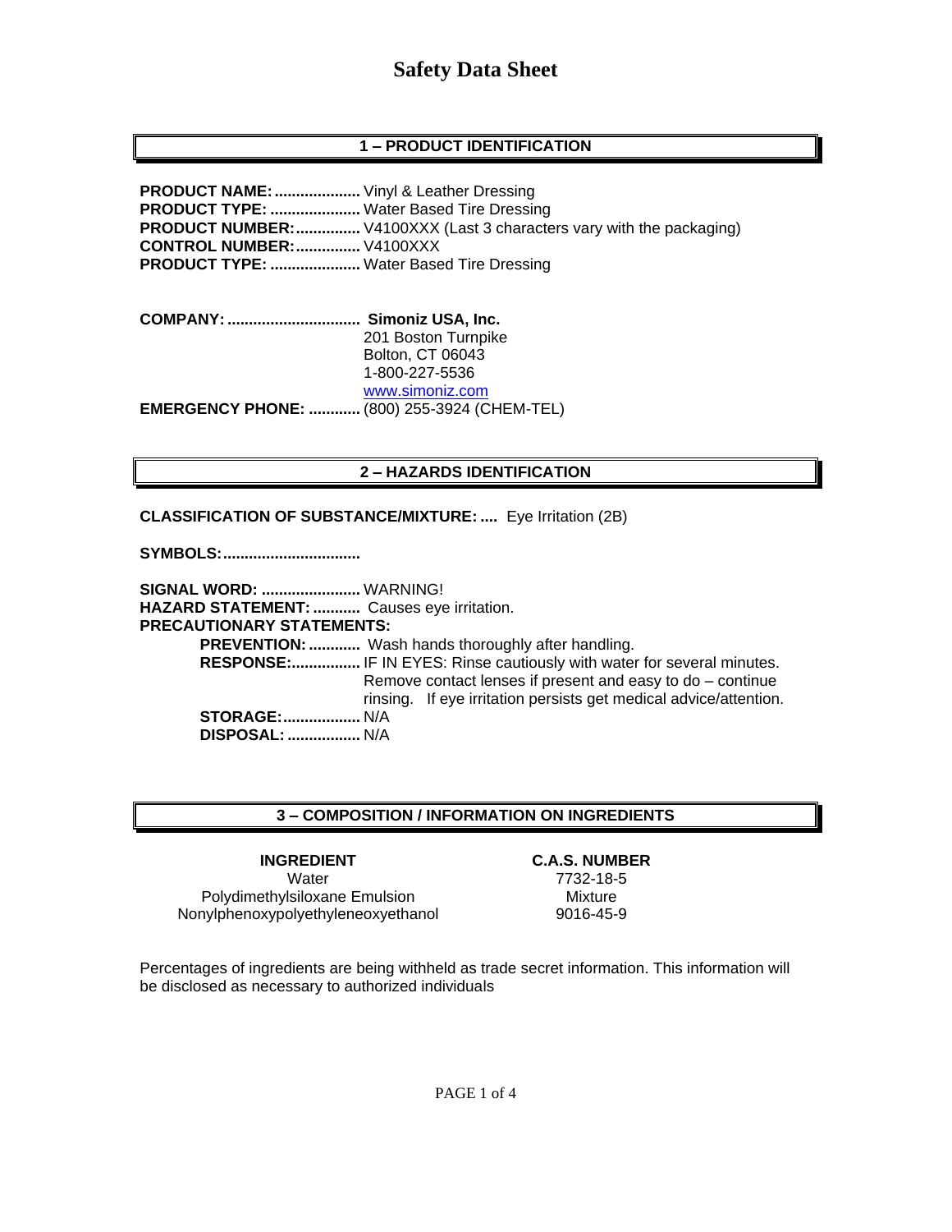# Safety Data Sheet

## 1 – PRODUCT IDENTIFICATION

**PRODUCT NAME:....................** Vinyl & Leather Dressing
**PRODUCT TYPE: .....................** Water Based Tire Dressing
**PRODUCT NUMBER:...............** V4100XXX (Last 3 characters vary with the packaging)
**CONTROL NUMBER:...............** V4100XXX
**PRODUCT TYPE: .....................** Water Based Tire Dressing

**COMPANY: ...............................** **Simoniz USA, Inc.**
201 Boston Turnpike
Bolton, CT 06043
1-800-227-5536
www.simoniz.com
**EMERGENCY PHONE: ............** (800) 255-3924 (CHEM-TEL)

## 2 – HAZARDS IDENTIFICATION

**CLASSIFICATION OF SUBSTANCE/MIXTURE: ....** Eye Irritation (2B)

**SYMBOLS:................................**

**SIGNAL WORD: .......................** WARNING!
**HAZARD STATEMENT: ...........** Causes eye irritation.
**PRECAUTIONARY STATEMENTS:**

- **PREVENTION: ............** Wash hands thoroughly after handling.
- **RESPONSE:................** IF IN EYES: Rinse cautiously with water for several minutes. Remove contact lenses if present and easy to do – continue rinsing. If eye irritation persists get medical advice/attention.
- **STORAGE:..................** N/A
- **DISPOSAL: .................** N/A

## 3 – COMPOSITION / INFORMATION ON INGREDIENTS

| INGREDIENT | C.A.S. NUMBER |
|---|---|
| Water | 7732-18-5 |
| Polydimethylsiloxane Emulsion | Mixture |
| Nonylphenoxypolyethyleneoxyethanol | 9016-45-9 |

Percentages of ingredients are being withheld as trade secret information. This information will be disclosed as necessary to authorized individuals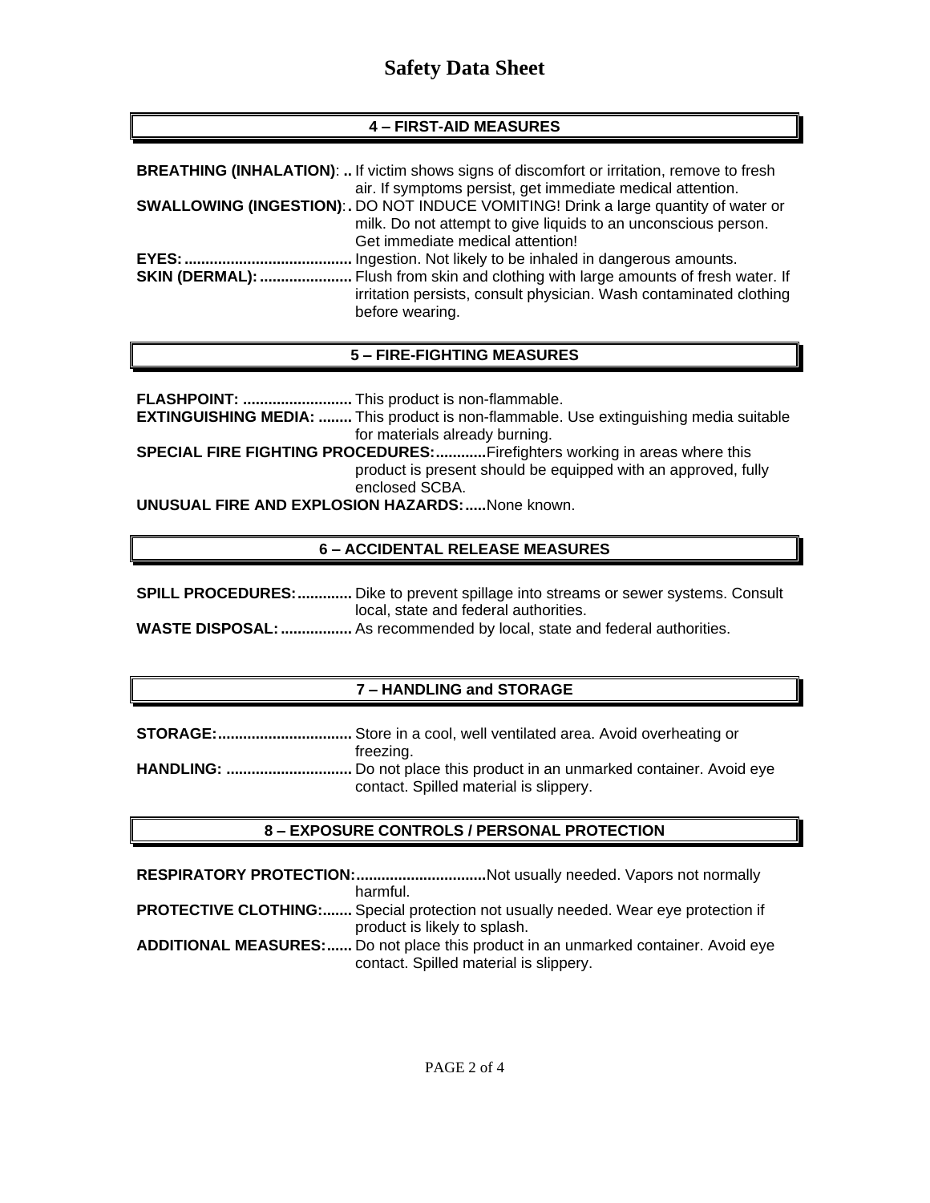# Safety Data Sheet

## 4 – FIRST-AID MEASURES

**BREATHING (INHALATION)**: .. If victim shows signs of discomfort or irritation, remove to fresh air. If symptoms persist, get immediate medical attention.

**SWALLOWING (INGESTION)**:. DO NOT INDUCE VOMITING! Drink a large quantity of water or milk. Do not attempt to give liquids to an unconscious person. Get immediate medical attention!

**EYES:** ........................................ Ingestion. Not likely to be inhaled in dangerous amounts.

**SKIN (DERMAL):** ...................... Flush from skin and clothing with large amounts of fresh water. If irritation persists, consult physician. Wash contaminated clothing before wearing.

## 5 – FIRE-FIGHTING MEASURES

**FLASHPOINT:** .......................... This product is non-flammable.

**EXTINGUISHING MEDIA:** ........ This product is non-flammable. Use extinguishing media suitable for materials already burning.

**SPECIAL FIRE FIGHTING PROCEDURES:**............Firefighters working in areas where this product is present should be equipped with an approved, fully enclosed SCBA.

**UNUSUAL FIRE AND EXPLOSION HAZARDS:**.....None known.

## 6 – ACCIDENTAL RELEASE MEASURES

**SPILL PROCEDURES:**............. Dike to prevent spillage into streams or sewer systems. Consult local, state and federal authorities.

**WASTE DISPOSAL:**................. As recommended by local, state and federal authorities.

## 7 – HANDLING and STORAGE

**STORAGE:**................................ Store in a cool, well ventilated area. Avoid overheating or freezing.

**HANDLING:** .............................. Do not place this product in an unmarked container. Avoid eye contact. Spilled material is slippery.

## 8 – EXPOSURE CONTROLS / PERSONAL PROTECTION

**RESPIRATORY PROTECTION:**...............................Not usually needed. Vapors not normally harmful.

**PROTECTIVE CLOTHING:**....... Special protection not usually needed. Wear eye protection if product is likely to splash.

**ADDITIONAL MEASURES:**...... Do not place this product in an unmarked container. Avoid eye contact. Spilled material is slippery.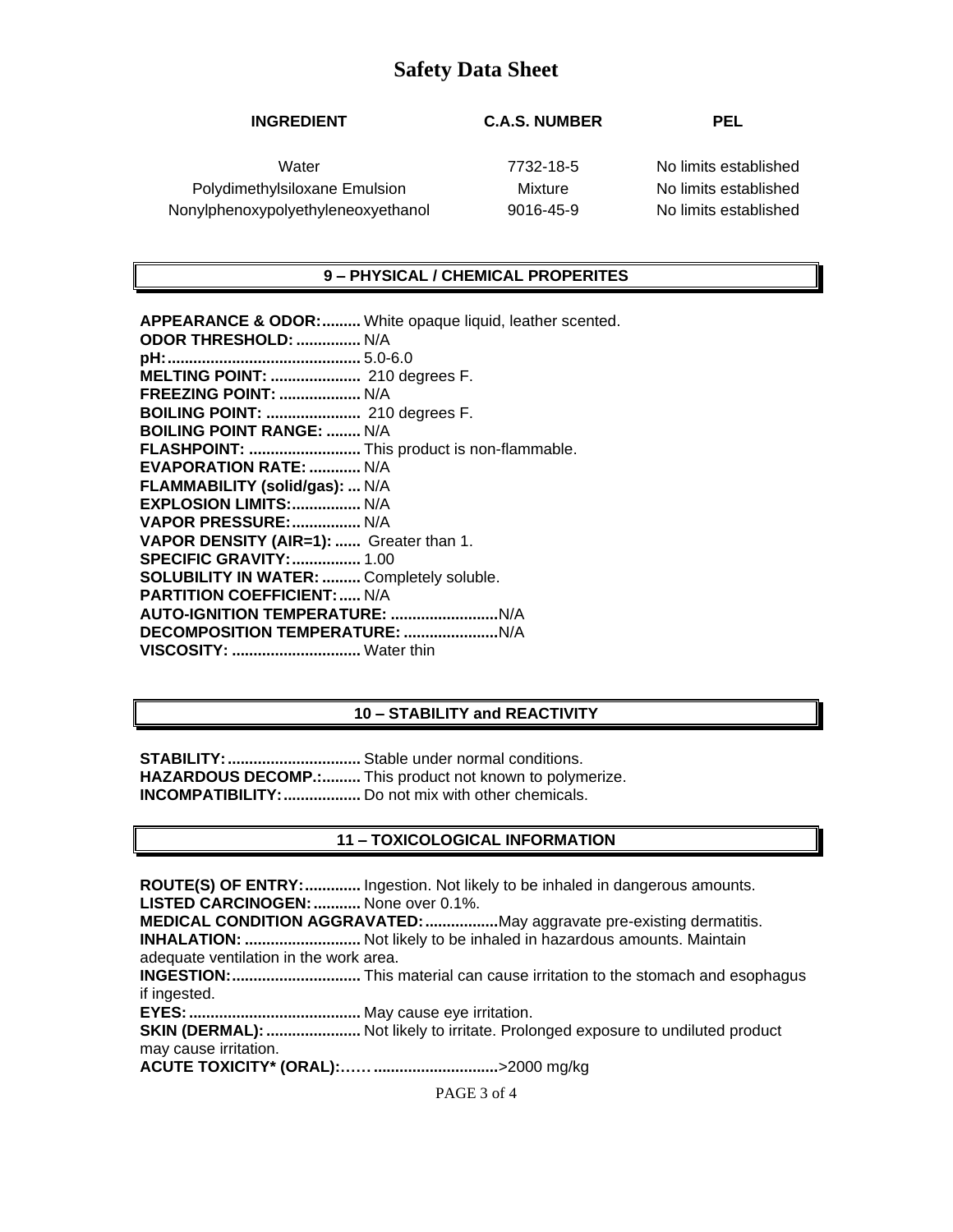# Safety Data Sheet

| INGREDIENT | C.A.S. NUMBER | PEL |
|---|---|---|
| Water | 7732-18-5 | No limits established |
| Polydimethylsiloxane Emulsion | Mixture | No limits established |
| Nonylphenoxypolyethyleneoxyethanol | 9016-45-9 | No limits established |

## 9 – PHYSICAL / CHEMICAL PROPERITES

**APPEARANCE & ODOR:.........** White opaque liquid, leather scented.
**ODOR THRESHOLD: ...............** N/A
**pH:............................................** 5.0-6.0
**MELTING POINT: .....................** 210 degrees F.
**FREEZING POINT: ...................** N/A
**BOILING POINT: ......................** 210 degrees F.
**BOILING POINT RANGE: ........** N/A
**FLASHPOINT: ..........................** This product is non-flammable.
**EVAPORATION RATE: ............** N/A
**FLAMMABILITY (solid/gas): ...** N/A
**EXPLOSION LIMITS:................** N/A
**VAPOR PRESSURE:................** N/A
**VAPOR DENSITY (AIR=1): ......** Greater than 1.
**SPECIFIC GRAVITY:................** 1.00
**SOLUBILITY IN WATER: .........** Completely soluble.
**PARTITION COEFFICIENT:.....** N/A
**AUTO-IGNITION TEMPERATURE: .........................**N/A
**DECOMPOSITION TEMPERATURE: ......................**N/A
**VISCOSITY: ..............................** Water thin

## 10 – STABILITY and REACTIVITY

**STABILITY: ...............................** Stable under normal conditions.
**HAZARDOUS DECOMP.:.........** This product not known to polymerize.
**INCOMPATIBILITY:..................** Do not mix with other chemicals.

## 11 – TOXICOLOGICAL INFORMATION

**ROUTE(S) OF ENTRY:.............** Ingestion. Not likely to be inhaled in dangerous amounts.
**LISTED CARCINOGEN: ...........** None over 0.1%.
**MEDICAL CONDITION AGGRAVATED:.................**May aggravate pre-existing dermatitis.
**INHALATION: ...........................** Not likely to be inhaled in hazardous amounts. Maintain adequate ventilation in the work area.
**INGESTION:..............................** This material can cause irritation to the stomach and esophagus if ingested.
**EYES: ........................................** May cause eye irritation.
**SKIN (DERMAL): ......................** Not likely to irritate. Prolonged exposure to undiluted product may cause irritation.
**ACUTE TOXICITY* (ORAL):…… ............................**>2000 mg/kg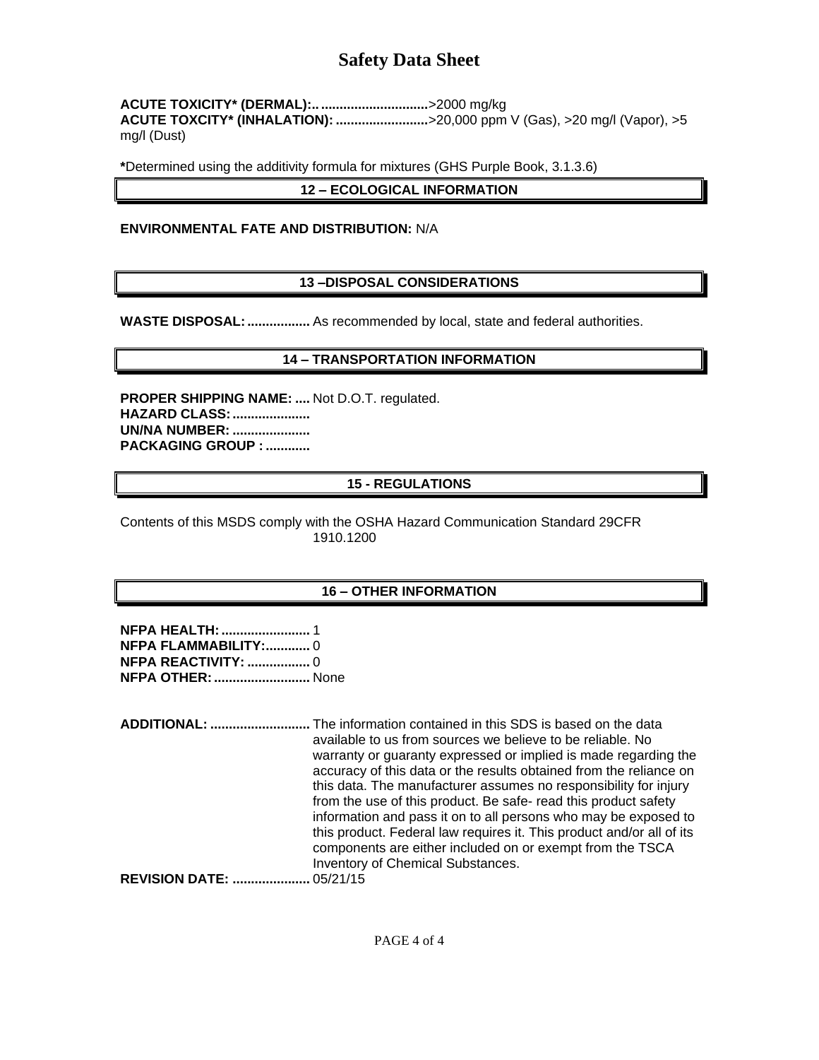**ACUTE TOXICITY* (DERMAL):.. ............................**>2000 mg/kg
**ACUTE TOXCITY* (INHALATION): ........................**>20,000 ppm V (Gas), >20 mg/l (Vapor), >5 mg/l (Dust)

**\***Determined using the additivity formula for mixtures (GHS Purple Book, 3.1.3.6)

## 12 – ECOLOGICAL INFORMATION

**ENVIRONMENTAL FATE AND DISTRIBUTION:** N/A

## 13 –DISPOSAL CONSIDERATIONS

**WASTE DISPOSAL: ................** As recommended by local, state and federal authorities.

## 14 – TRANSPORTATION INFORMATION

**PROPER SHIPPING NAME: ....** Not D.O.T. regulated.
**HAZARD CLASS: ....................**
**UN/NA NUMBER: ....................**
**PACKAGING GROUP : ...........**

## 15 - REGULATIONS

Contents of this MSDS comply with the OSHA Hazard Communication Standard 29CFR 1910.1200

## 16 – OTHER INFORMATION

**NFPA HEALTH: .......................** 1
**NFPA FLAMMABILITY:...........** 0
**NFPA REACTIVITY: ................** 0
**NFPA OTHER: .........................** None

**ADDITIONAL: ..........................** The information contained in this SDS is based on the data available to us from sources we believe to be reliable. No warranty or guaranty expressed or implied is made regarding the accuracy of this data or the results obtained from the reliance on this data. The manufacturer assumes no responsibility for injury from the use of this product. Be safe- read this product safety information and pass it on to all persons who may be exposed to this product. Federal law requires it. This product and/or all of its components are either included on or exempt from the TSCA Inventory of Chemical Substances.
**REVISION DATE: ....................** 05/21/15